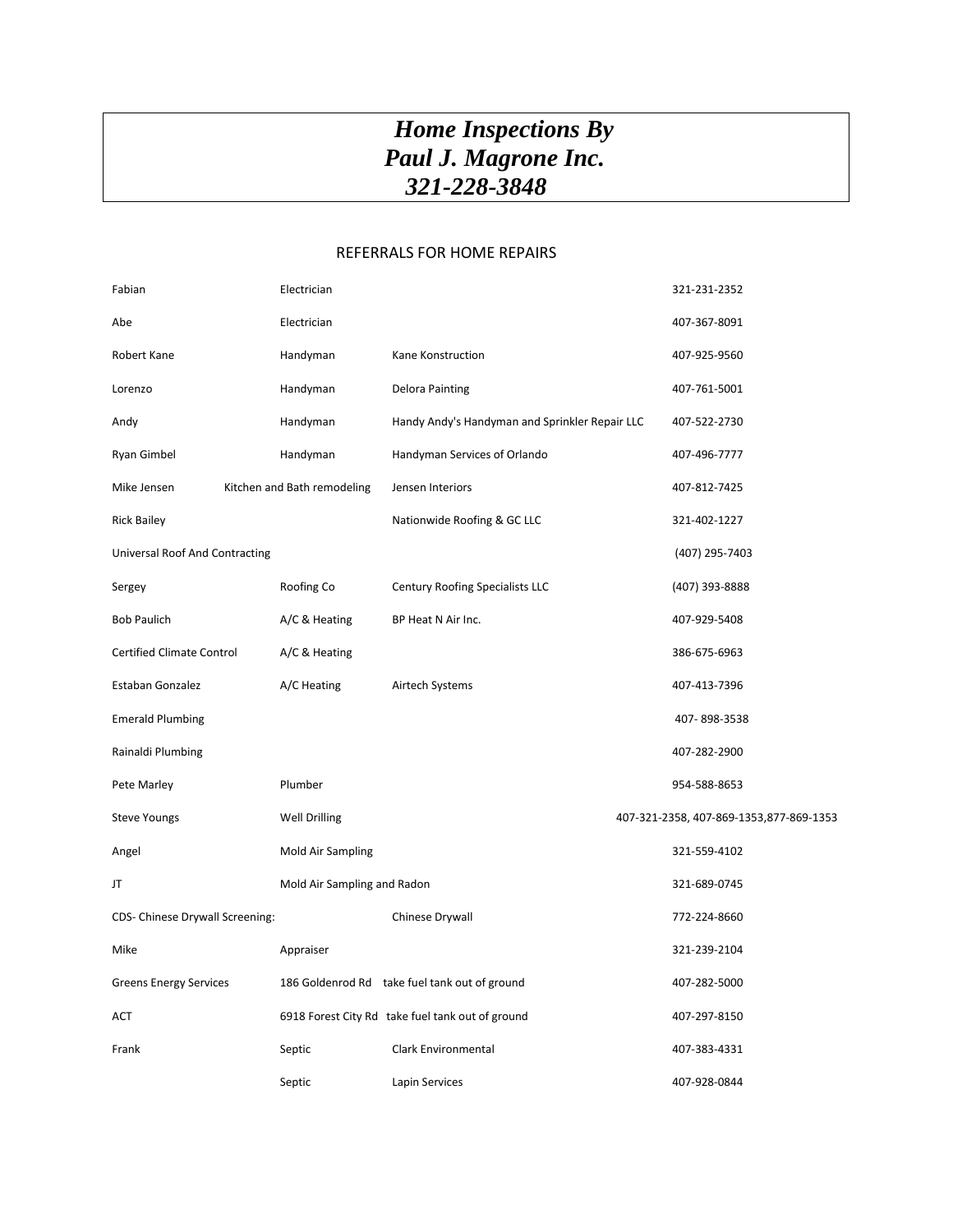# *Home Inspections By Paul J. Magrone Inc. 321-228-3848*

## REFERRALS FOR HOME REPAIRS

| Name | Trade | Company | Phone |
|---|---|---|---|
| Fabian | Electrician | | 321-231-2352 |
| Abe | Electrician | | 407-367-8091 |
| Robert Kane | Handyman | Kane Konstruction | 407-925-9560 |
| Lorenzo | Handyman | Delora Painting | 407-761-5001 |
| Andy | Handyman | Handy Andy's Handyman and Sprinkler Repair LLC | 407-522-2730 |
| Ryan Gimbel | Handyman | Handyman Services of Orlando | 407-496-7777 |
| Mike Jensen | Kitchen and Bath remodeling | Jensen Interiors | 407-812-7425 |
| Rick Bailey | | Nationwide Roofing & GC LLC | 321-402-1227 |
| Universal Roof And Contracting | | | (407) 295-7403 |
| Sergey | Roofing Co | Century Roofing Specialists LLC | (407) 393-8888 |
| Bob Paulich | A/C & Heating | BP Heat N Air Inc. | 407-929-5408 |
| Certified Climate Control | A/C & Heating | | 386-675-6963 |
| Estaban Gonzalez | A/C Heating | Airtech Systems | 407-413-7396 |
| Emerald Plumbing | | | 407- 898-3538 |
| Rainaldi Plumbing | | | 407-282-2900 |
| Pete Marley | Plumber | | 954-588-8653 |
| Steve Youngs | Well Drilling | | 407-321-2358, 407-869-1353,877-869-1353 |
| Angel | Mold Air Sampling | | 321-559-4102 |
| JT | Mold Air Sampling and Radon | | 321-689-0745 |
| CDS- Chinese Drywall Screening: | | Chinese Drywall | 772-224-8660 |
| Mike | Appraiser | | 321-239-2104 |
| Greens Energy Services | 186 Goldenrod Rd | take fuel tank out of ground | 407-282-5000 |
| ACT | 6918 Forest City Rd | take fuel tank out of ground | 407-297-8150 |
| Frank | Septic | Clark Environmental | 407-383-4331 |
| | Septic | Lapin Services | 407-928-0844 |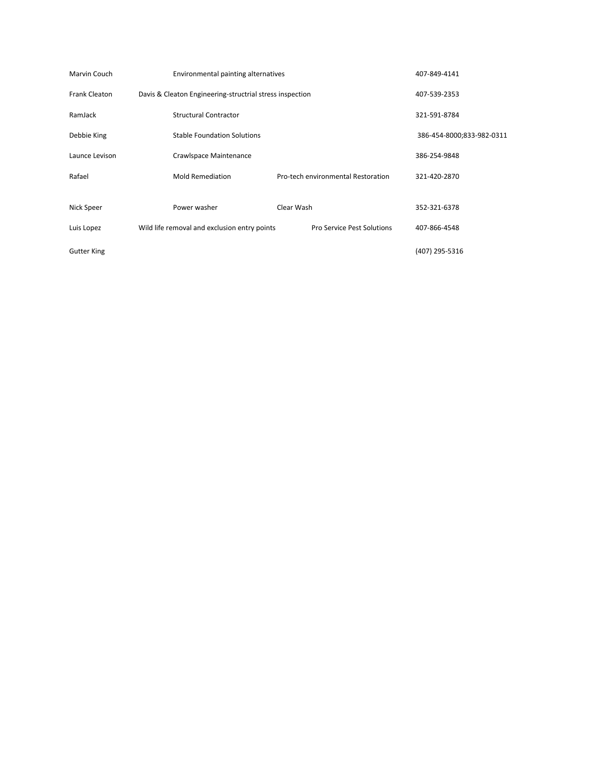| | | | |
|---|---|---|---|
| Marvin Couch | Environmental painting alternatives | | 407-849-4141 |
| Frank Cleaton | Davis & Cleaton Engineering-structrial stress inspection | | 407-539-2353 |
| RamJack | Structural Contractor | | 321-591-8784 |
| Debbie King | Stable Foundation Solutions | | 386-454-8000;833-982-0311 |
| Launce Levison | Crawlspace Maintenance | | 386-254-9848 |
| Rafael | Mold Remediation | Pro-tech environmental Restoration | 321-420-2870 |
| Nick Speer | Power washer | Clear Wash | 352-321-6378 |
| Luis Lopez | Wild life removal and exclusion entry points | Pro Service Pest Solutions | 407-866-4548 |
| Gutter King | | | (407) 295-5316 |